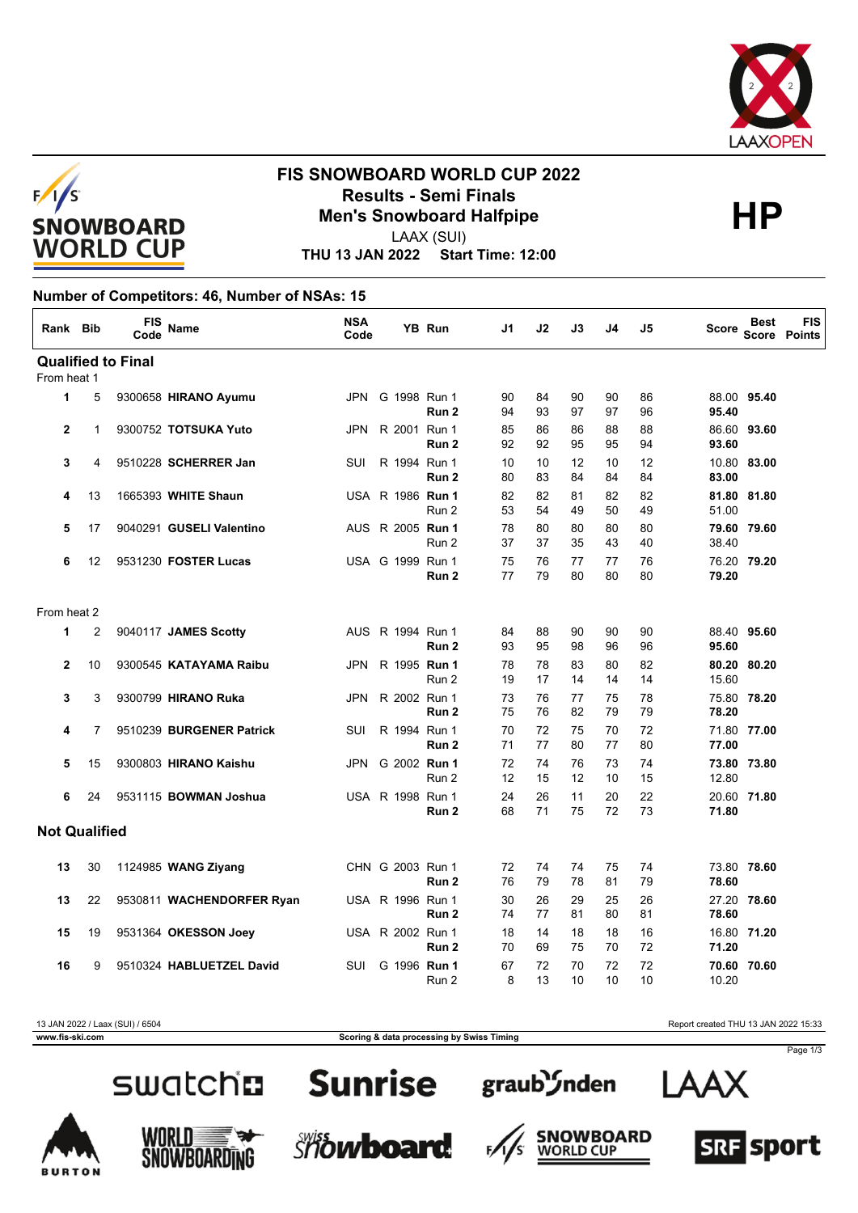# FIS SNOWBOARD WORLD CUP 2022

## Results - Semi Finals

## Men's Snowboard Halfpipe

**HP**

LAAX (SUI)

**THU 13 JAN 2022 Start Time: 12:00**

**Number of Competitors: 46, Number of NSAs: 15**

| Rank | Bib | FIS Code | Name | NSA Code | YB | Run | J1 | J2 | J3 | J4 | J5 | Score | Best Score | FIS Points |
|---|---|---|---|---|---|---|---|---|---|---|---|---|---|---|
| **Qualified to Final** | | | | | | | | | | | | | | |
| From heat 1 | | | | | | | | | | | | | | |
| 1 | 5 | 9300658 | **HIRANO Ayumu** | JPN | G 1998 | Run 1 | 90 | 84 | 90 | 90 | 86 | 88.00 | **95.40** | |
| | | | | | | **Run 2** | 94 | 93 | 97 | 97 | 96 | **95.40** | | |
| 2 | 1 | 9300752 | **TOTSUKA Yuto** | JPN | R 2001 | Run 1 | 85 | 86 | 86 | 88 | 88 | 86.60 | **93.60** | |
| | | | | | | **Run 2** | 92 | 92 | 95 | 95 | 94 | **93.60** | | |
| 3 | 4 | 9510228 | **SCHERRER Jan** | SUI | R 1994 | Run 1 | 10 | 10 | 12 | 10 | 12 | 10.80 | **83.00** | |
| | | | | | | **Run 2** | 80 | 83 | 84 | 84 | 84 | **83.00** | | |
| 4 | 13 | 1665393 | **WHITE Shaun** | USA | R 1986 | **Run 1** | 82 | 82 | 81 | 82 | 82 | **81.80** | **81.80** | |
| | | | | | | Run 2 | 53 | 54 | 49 | 50 | 49 | 51.00 | | |
| 5 | 17 | 9040291 | **GUSELI Valentino** | AUS | R 2005 | **Run 1** | 78 | 80 | 80 | 80 | 80 | **79.60** | **79.60** | |
| | | | | | | Run 2 | 37 | 37 | 35 | 43 | 40 | 38.40 | | |
| 6 | 12 | 9531230 | **FOSTER Lucas** | USA | G 1999 | Run 1 | 75 | 76 | 77 | 77 | 76 | 76.20 | **79.20** | |
| | | | | | | **Run 2** | 77 | 79 | 80 | 80 | 80 | **79.20** | | |
| From heat 2 | | | | | | | | | | | | | | |
| 1 | 2 | 9040117 | **JAMES Scotty** | AUS | R 1994 | Run 1 | 84 | 88 | 90 | 90 | 90 | 88.40 | **95.60** | |
| | | | | | | **Run 2** | 93 | 95 | 98 | 96 | 96 | **95.60** | | |
| 2 | 10 | 9300545 | **KATAYAMA Raibu** | JPN | R 1995 | **Run 1** | 78 | 78 | 83 | 80 | 82 | **80.20** | **80.20** | |
| | | | | | | Run 2 | 19 | 17 | 14 | 14 | 14 | 15.60 | | |
| 3 | 3 | 9300799 | **HIRANO Ruka** | JPN | R 2002 | Run 1 | 73 | 76 | 77 | 75 | 78 | 75.80 | **78.20** | |
| | | | | | | **Run 2** | 75 | 76 | 82 | 79 | 79 | **78.20** | | |
| 4 | 7 | 9510239 | **BURGENER Patrick** | SUI | R 1994 | Run 1 | 70 | 72 | 75 | 70 | 72 | 71.80 | **77.00** | |
| | | | | | | **Run 2** | 71 | 77 | 80 | 77 | 80 | **77.00** | | |
| 5 | 15 | 9300803 | **HIRANO Kaishu** | JPN | G 2002 | **Run 1** | 72 | 74 | 76 | 73 | 74 | **73.80** | **73.80** | |
| | | | | | | Run 2 | 12 | 15 | 12 | 10 | 15 | 12.80 | | |
| 6 | 24 | 9531115 | **BOWMAN Joshua** | USA | R 1998 | Run 1 | 24 | 26 | 11 | 20 | 22 | 20.60 | **71.80** | |
| | | | | | | **Run 2** | 68 | 71 | 75 | 72 | 73 | **71.80** | | |
| **Not Qualified** | | | | | | | | | | | | | | |
| 13 | 30 | 1124985 | **WANG Ziyang** | CHN | G 2003 | Run 1 | 72 | 74 | 74 | 75 | 74 | 73.80 | **78.60** | |
| | | | | | | **Run 2** | 76 | 79 | 78 | 81 | 79 | **78.60** | | |
| 13 | 22 | 9530811 | **WACHENDORFER Ryan** | USA | R 1996 | Run 1 | 30 | 26 | 29 | 25 | 26 | 27.20 | **78.60** | |
| | | | | | | **Run 2** | 74 | 77 | 81 | 80 | 81 | **78.60** | | |
| 15 | 19 | 9531364 | **OKESSON Joey** | USA | R 2002 | Run 1 | 18 | 14 | 18 | 18 | 16 | 16.80 | **71.20** | |
| | | | | | | **Run 2** | 70 | 69 | 75 | 70 | 72 | **71.20** | | |
| 16 | 9 | 9510324 | **HABLUETZEL David** | SUI | G 1996 | **Run 1** | 67 | 72 | 70 | 72 | 72 | **70.60** | **70.60** | |
| | | | | | | Run 2 | 8 | 13 | 10 | 10 | 10 | 10.20 | | |

13 JAN 2022 / Laax (SUI) / 6504 — Report created THU 13 JAN 2022 15:33

www.fis-ski.com — Scoring & data processing by Swiss Timing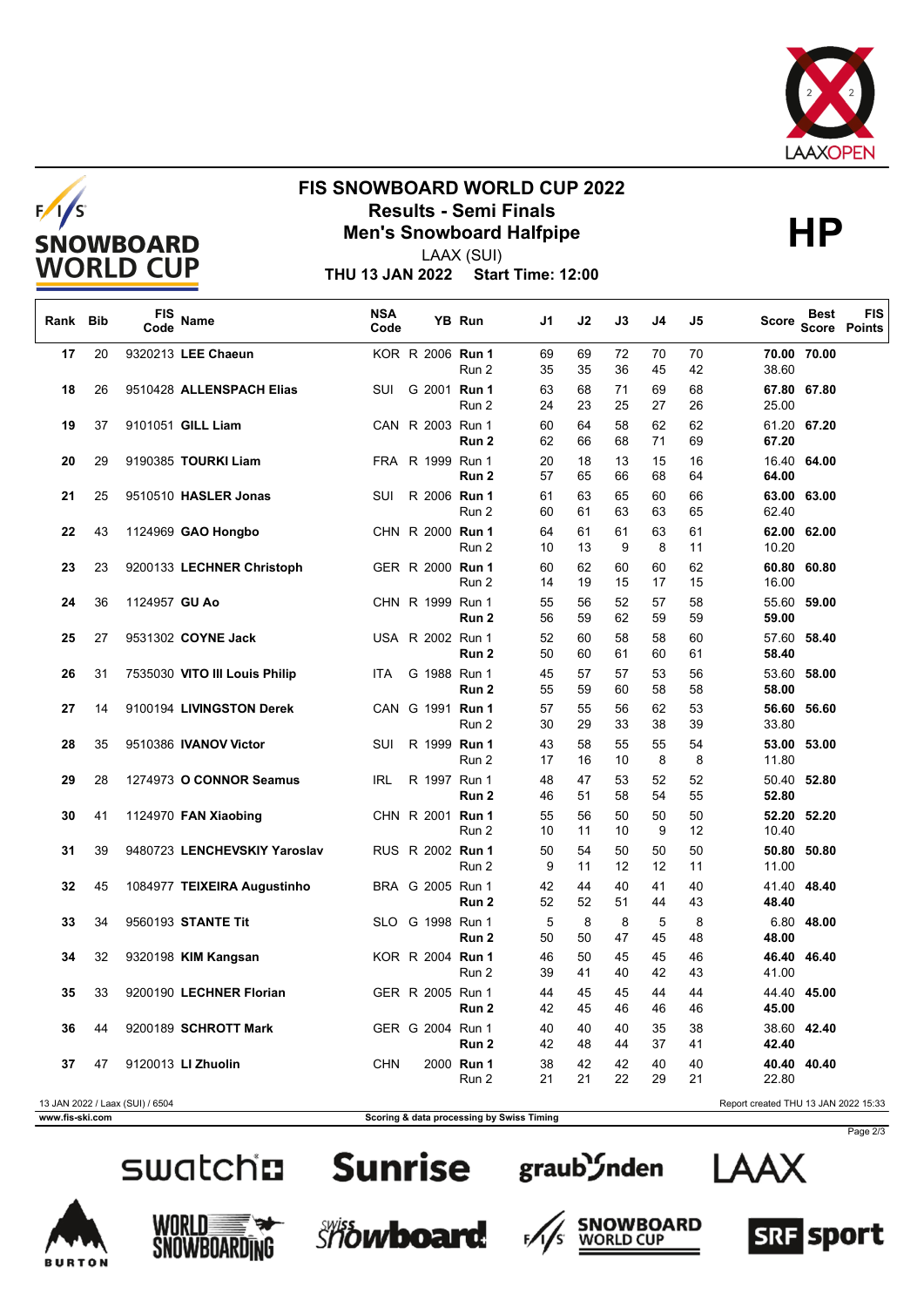# FIS SNOWBOARD WORLD CUP 2022

## Results - Semi Finals

## Men's Snowboard Halfpipe

**HP**

LAAX (SUI)

**THU 13 JAN 2022 Start Time: 12:00**

| Rank | Bib | FIS Code | Name | NSA Code | | YB | Run | J1 | J2 | J3 | J4 | J5 | Score | Best Score | FIS Points |
|---|---|---|---|---|---|---|---|---|---|---|---|---|---|---|---|
| 17 | 20 | 9320213 | **LEE Chaeun** | KOR | R | 2006 | **Run 1** | 69 | 69 | 72 | 70 | 70 | **70.00** | **70.00** | |
| | | | | | | | Run 2 | 35 | 35 | 36 | 45 | 42 | 38.60 | | |
| 18 | 26 | 9510428 | **ALLENSPACH Elias** | SUI | G | 2001 | **Run 1** | 63 | 68 | 71 | 69 | 68 | **67.80** | **67.80** | |
| | | | | | | | Run 2 | 24 | 23 | 25 | 27 | 26 | 25.00 | | |
| 19 | 37 | 9101051 | **GILL Liam** | CAN | R | 2003 | Run 1 | 60 | 64 | 58 | 62 | 62 | 61.20 | **67.20** | |
| | | | | | | | **Run 2** | 62 | 66 | 68 | 71 | 69 | **67.20** | | |
| 20 | 29 | 9190385 | **TOURKI Liam** | FRA | R | 1999 | Run 1 | 20 | 18 | 13 | 15 | 16 | 16.40 | **64.00** | |
| | | | | | | | **Run 2** | 57 | 65 | 66 | 68 | 64 | **64.00** | | |
| 21 | 25 | 9510510 | **HASLER Jonas** | SUI | R | 2006 | **Run 1** | 61 | 63 | 65 | 60 | 66 | **63.00** | **63.00** | |
| | | | | | | | Run 2 | 60 | 61 | 63 | 63 | 65 | 62.40 | | |
| 22 | 43 | 1124969 | **GAO Hongbo** | CHN | R | 2000 | **Run 1** | 64 | 61 | 61 | 63 | 61 | **62.00** | **62.00** | |
| | | | | | | | Run 2 | 10 | 13 | 9 | 8 | 11 | 10.20 | | |
| 23 | 23 | 9200133 | **LECHNER Christoph** | GER | R | 2000 | **Run 1** | 60 | 62 | 60 | 60 | 62 | **60.80** | **60.80** | |
| | | | | | | | Run 2 | 14 | 19 | 15 | 17 | 15 | 16.00 | | |
| 24 | 36 | 1124957 | **GU Ao** | CHN | R | 1999 | Run 1 | 55 | 56 | 52 | 57 | 58 | 55.60 | **59.00** | |
| | | | | | | | **Run 2** | 56 | 59 | 62 | 59 | 59 | **59.00** | | |
| 25 | 27 | 9531302 | **COYNE Jack** | USA | R | 2002 | Run 1 | 52 | 60 | 58 | 58 | 60 | 57.60 | **58.40** | |
| | | | | | | | **Run 2** | 50 | 60 | 61 | 60 | 61 | **58.40** | | |
| 26 | 31 | 7535030 | **VITO III Louis Philip** | ITA | G | 1988 | Run 1 | 45 | 57 | 57 | 53 | 56 | 53.60 | **58.00** | |
| | | | | | | | **Run 2** | 55 | 59 | 60 | 58 | 58 | **58.00** | | |
| 27 | 14 | 9100194 | **LIVINGSTON Derek** | CAN | G | 1991 | **Run 1** | 57 | 55 | 56 | 62 | 53 | **56.60** | **56.60** | |
| | | | | | | | Run 2 | 30 | 29 | 33 | 38 | 39 | 33.80 | | |
| 28 | 35 | 9510386 | **IVANOV Victor** | SUI | R | 1999 | **Run 1** | 43 | 58 | 55 | 55 | 54 | **53.00** | **53.00** | |
| | | | | | | | Run 2 | 17 | 16 | 10 | 8 | 8 | 11.80 | | |
| 29 | 28 | 1274973 | **O CONNOR Seamus** | IRL | R | 1997 | Run 1 | 48 | 47 | 53 | 52 | 52 | 50.40 | **52.80** | |
| | | | | | | | **Run 2** | 46 | 51 | 58 | 54 | 55 | **52.80** | | |
| 30 | 41 | 1124970 | **FAN Xiaobing** | CHN | R | 2001 | **Run 1** | 55 | 56 | 50 | 50 | 50 | **52.20** | **52.20** | |
| | | | | | | | Run 2 | 10 | 11 | 10 | 9 | 12 | 10.40 | | |
| 31 | 39 | 9480723 | **LENCHEVSKIY Yaroslav** | RUS | R | 2002 | **Run 1** | 50 | 54 | 50 | 50 | 50 | **50.80** | **50.80** | |
| | | | | | | | Run 2 | 9 | 11 | 12 | 12 | 11 | 11.00 | | |
| 32 | 45 | 1084977 | **TEIXEIRA Augustinho** | BRA | G | 2005 | Run 1 | 42 | 44 | 40 | 41 | 40 | 41.40 | **48.40** | |
| | | | | | | | **Run 2** | 52 | 52 | 51 | 44 | 43 | **48.40** | | |
| 33 | 34 | 9560193 | **STANTE Tit** | SLO | G | 1998 | Run 1 | 5 | 8 | 8 | 5 | 8 | 6.80 | **48.00** | |
| | | | | | | | **Run 2** | 50 | 50 | 47 | 45 | 48 | **48.00** | | |
| 34 | 32 | 9320198 | **KIM Kangsan** | KOR | R | 2004 | **Run 1** | 46 | 50 | 45 | 45 | 46 | **46.40** | **46.40** | |
| | | | | | | | Run 2 | 39 | 41 | 40 | 42 | 43 | 41.00 | | |
| 35 | 33 | 9200190 | **LECHNER Florian** | GER | R | 2005 | Run 1 | 44 | 45 | 45 | 44 | 44 | 44.40 | **45.00** | |
| | | | | | | | **Run 2** | 42 | 45 | 46 | 46 | 46 | **45.00** | | |
| 36 | 44 | 9200189 | **SCHROTT Mark** | GER | G | 2004 | Run 1 | 40 | 40 | 40 | 35 | 38 | 38.60 | **42.40** | |
| | | | | | | | **Run 2** | 42 | 48 | 44 | 37 | 41 | **42.40** | | |
| 37 | 47 | 9120013 | **LI Zhuolin** | CHN | | 2000 | **Run 1** | 38 | 42 | 42 | 40 | 40 | **40.40** | **40.40** | |
| | | | | | | | Run 2 | 21 | 21 | 22 | 29 | 21 | 22.80 | | |

13 JAN 2022 / Laax (SUI) / 6504 — Report created THU 13 JAN 2022 15:33

www.fis-ski.com — Scoring & data processing by Swiss Timing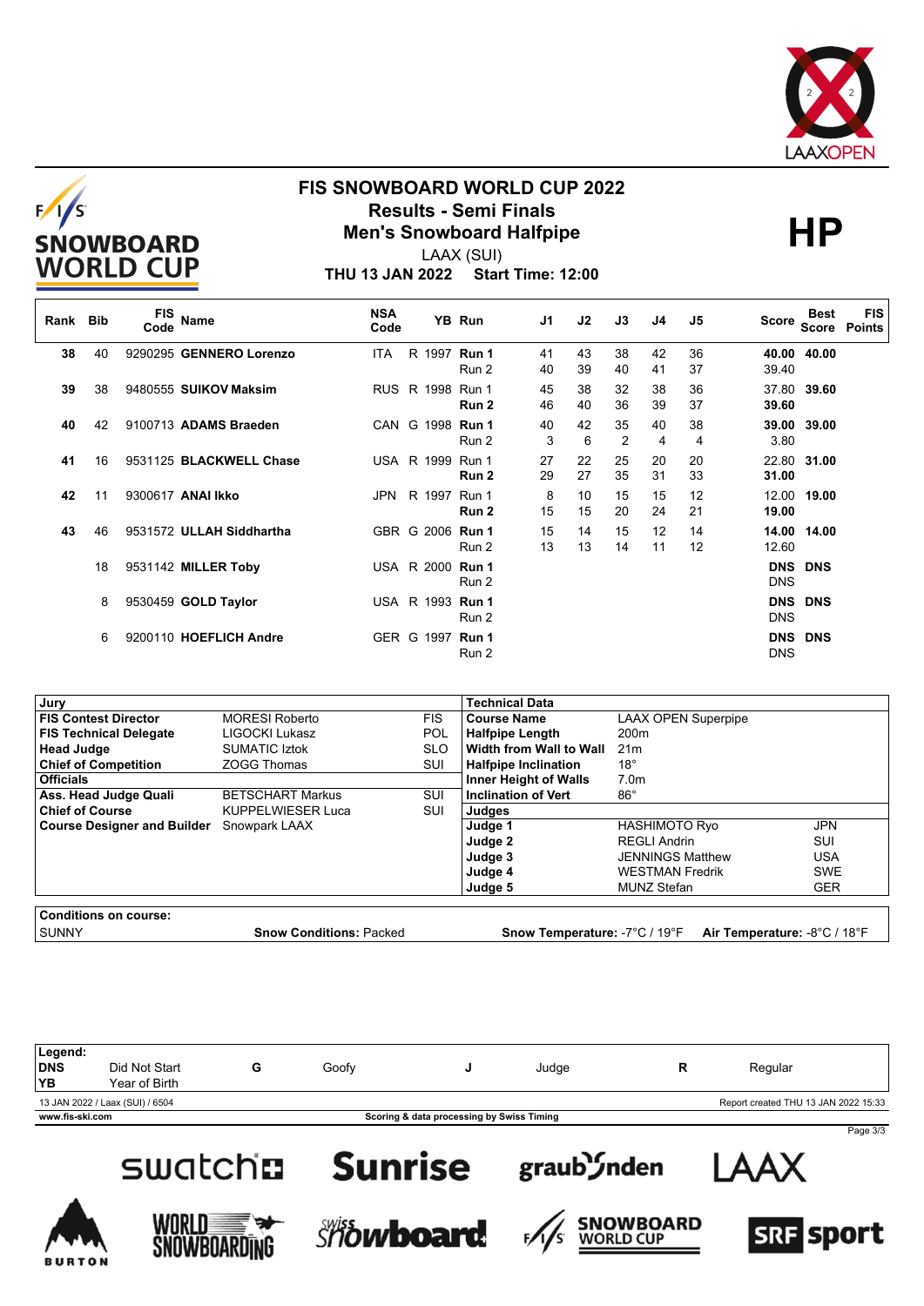# FIS SNOWBOARD WORLD CUP 2022

## Results - Semi Finals

## Men's Snowboard Halfpipe

LAAX (SUI)

**THU 13 JAN 2022 Start Time: 12:00**

**HP**

| Rank | Bib | FIS Code | Name | NSA Code | | YB | Run | J1 | J2 | J3 | J4 | J5 | Score | Best Score | FIS Points |
|---|---|---|---|---|---|---|---|---|---|---|---|---|---|---|---|
| 38 | 40 | 9290295 | **GENNERO Lorenzo** | ITA | R | 1997 | **Run 1** | 41 | 43 | 38 | 42 | 36 | **40.00** | **40.00** | |
| | | | | | | | Run 2 | 40 | 39 | 40 | 41 | 37 | 39.40 | | |
| 39 | 38 | 9480555 | **SUIKOV Maksim** | RUS | R | 1998 | Run 1 | 45 | 38 | 32 | 38 | 36 | 37.80 | **39.60** | |
| | | | | | | | **Run 2** | 46 | 40 | 36 | 39 | 37 | **39.60** | | |
| 40 | 42 | 9100713 | **ADAMS Braeden** | CAN | G | 1998 | **Run 1** | 40 | 42 | 35 | 40 | 38 | **39.00** | **39.00** | |
| | | | | | | | Run 2 | 3 | 6 | 2 | 4 | 4 | 3.80 | | |
| 41 | 16 | 9531125 | **BLACKWELL Chase** | USA | R | 1999 | Run 1 | 27 | 22 | 25 | 20 | 20 | 22.80 | **31.00** | |
| | | | | | | | **Run 2** | 29 | 27 | 35 | 31 | 33 | **31.00** | | |
| 42 | 11 | 9300617 | **ANAI Ikko** | JPN | R | 1997 | Run 1 | 8 | 10 | 15 | 15 | 12 | 12.00 | **19.00** | |
| | | | | | | | **Run 2** | 15 | 15 | 20 | 24 | 21 | **19.00** | | |
| 43 | 46 | 9531572 | **ULLAH Siddhartha** | GBR | G | 2006 | **Run 1** | 15 | 14 | 15 | 12 | 14 | **14.00** | **14.00** | |
| | | | | | | | Run 2 | 13 | 13 | 14 | 11 | 12 | 12.60 | | |
| | 18 | 9531142 | **MILLER Toby** | USA | R | 2000 | **Run 1** | | | | | | **DNS** | **DNS** | |
| | | | | | | | Run 2 | | | | | | DNS | | |
| | 8 | 9530459 | **GOLD Taylor** | USA | R | 1993 | **Run 1** | | | | | | **DNS** | **DNS** | |
| | | | | | | | Run 2 | | | | | | DNS | | |
| | 6 | 9200110 | **HOEFLICH Andre** | GER | G | 1997 | **Run 1** | | | | | | **DNS** | **DNS** | |
| | | | | | | | Run 2 | | | | | | DNS | | |

| Jury | | | Technical Data | | |
|---|---|---|---|---|---|
| **FIS Contest Director** | MORESI Roberto | FIS | **Course Name** | LAAX OPEN Superpipe | |
| **FIS Technical Delegate** | LIGOCKI Lukasz | POL | **Halfpipe Length** | 200m | |
| **Head Judge** | SUMATIC Iztok | SLO | **Width from Wall to Wall** | 21m | |
| **Chief of Competition** | ZOGG Thomas | SUI | **Halfpipe Inclination** | 18° | |
| **Officials** | | | **Inner Height of Walls** | 7.0m | |
| **Ass. Head Judge Quali** | BETSCHART Markus | SUI | **Inclination of Vert** | 86° | |
| **Chief of Course** | KUPPELWIESER Luca | SUI | **Judges** | | |
| **Course Designer and Builder** | Snowpark LAAX | | **Judge 1** | HASHIMOTO Ryo | JPN |
| | | | **Judge 2** | REGLI Andrin | SUI |
| | | | **Judge 3** | JENNINGS Matthew | USA |
| | | | **Judge 4** | WESTMAN Fredrik | SWE |
| | | | **Judge 5** | MUNZ Stefan | GER |

**Conditions on course:**
SUNNY | **Snow Conditions:** Packed | **Snow Temperature:** -7°C / 19°F | **Air Temperature:** -8°C / 18°F

**Legend:**

| | | | | | | | |
|---|---|---|---|---|---|---|---|
| **DNS** | Did Not Start | **G** | Goofy | **J** | Judge | **R** | Regular |
| **YB** | Year of Birth | | | | | | |

13 JAN 2022 / Laax (SUI) / 6504 — Report created THU 13 JAN 2022 15:33

www.fis-ski.com — Scoring & data processing by Swiss Timing